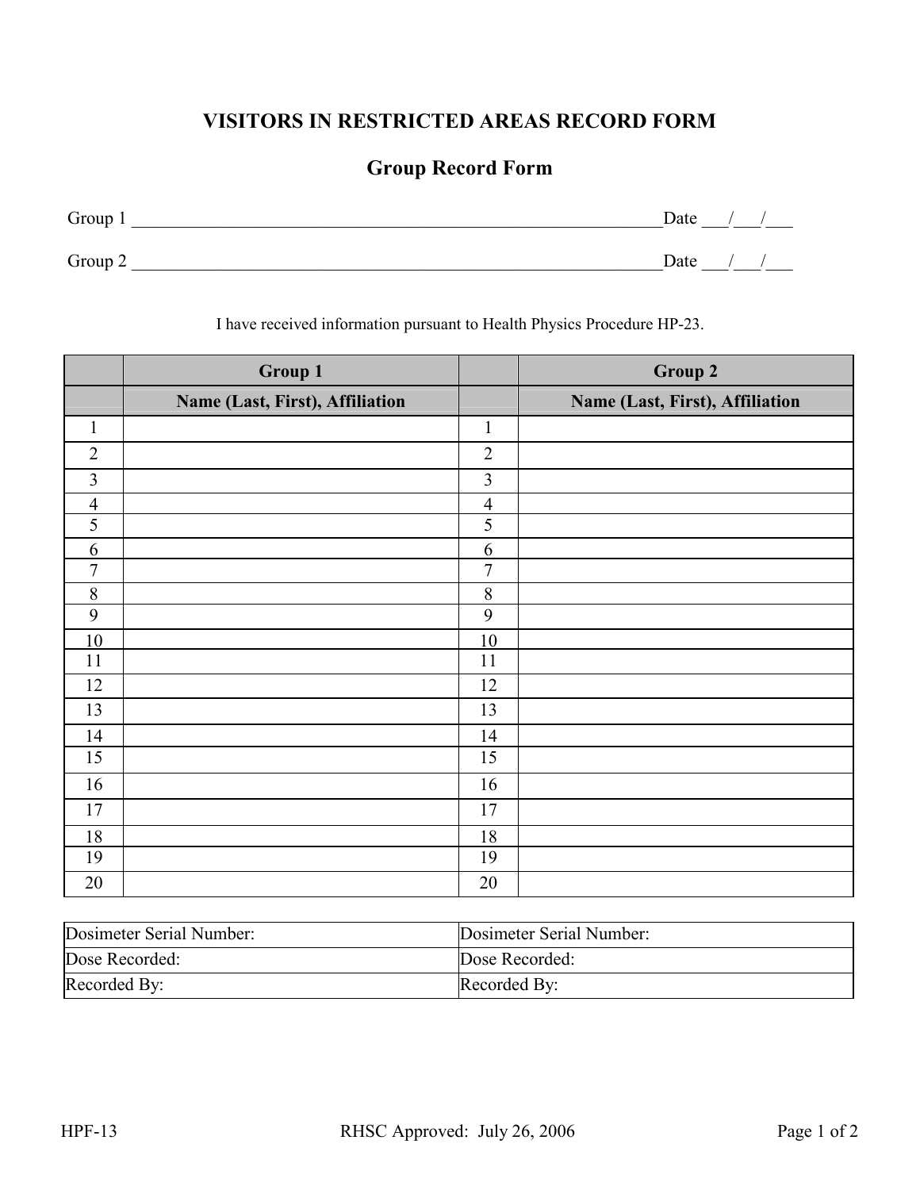# VISITORS IN RESTRICTED AREAS RECORD FORM

## Group Record Form

Group 1 ________________________________________________________________Date ___/___/___

Group 2 ________________________________________________________________Date ___/___/___

I have received information pursuant to Health Physics Procedure HP-23.

| | Group 1 | | Group 2 |
|---|---|---|---|
| | **Name (Last, First), Affiliation** | | **Name (Last, First), Affiliation** |
| 1 | | 1 | |
| 2 | | 2 | |
| 3 | | 3 | |
| 4 | | 4 | |
| 5 | | 5 | |
| 6 | | 6 | |
| 7 | | 7 | |
| 8 | | 8 | |
| 9 | | 9 | |
| 10 | | 10 | |
| 11 | | 11 | |
| 12 | | 12 | |
| 13 | | 13 | |
| 14 | | 14 | |
| 15 | | 15 | |
| 16 | | 16 | |
| 17 | | 17 | |
| 18 | | 18 | |
| 19 | | 19 | |
| 20 | | 20 | |

| Dosimeter Serial Number: | Dosimeter Serial Number: |
|---|---|
| Dose Recorded: | Dose Recorded: |
| Recorded By: | Recorded By: |

HPF-13 RHSC Approved: July 26, 2006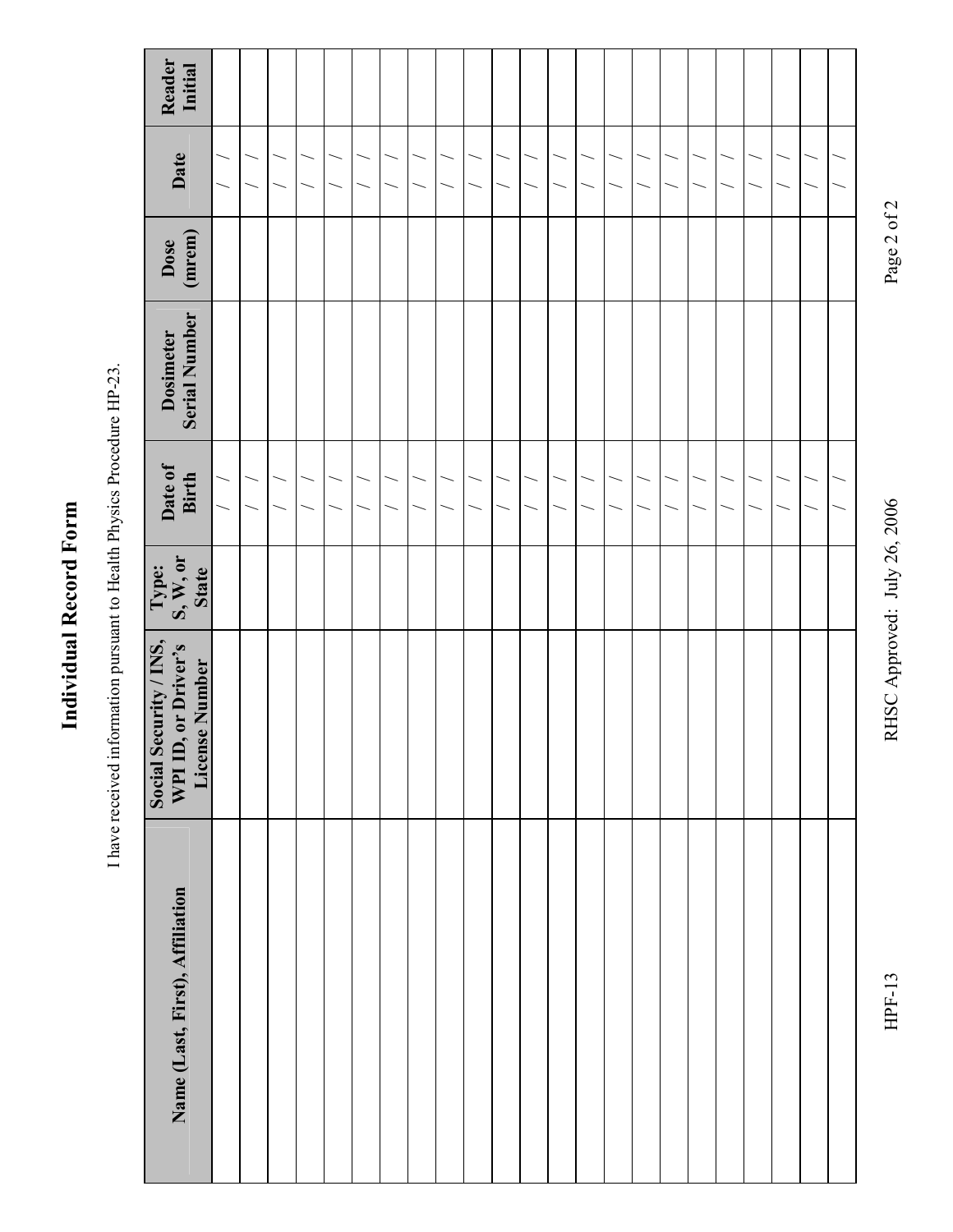# Individual Record Form

I have received information pursuant to Health Physics Procedure HP-23.

| Name (Last, First), Affiliation | Social Security / INS, WPI ID, or Driver's License Number | Type: S, W, or State | Date of Birth | Dosimeter Serial Number | Dose (mrem) | Date | Reader Initial |
|---|---|---|---|---|---|---|---|
| | | | / / | | | / / | |
| | | | / / | | | / / | |
| | | | / / | | | / / | |
| | | | / / | | | / / | |
| | | | / / | | | / / | |
| | | | / / | | | / / | |
| | | | / / | | | / / | |
| | | | / / | | | / / | |
| | | | / / | | | / / | |
| | | | / / | | | / / | |
| | | | / / | | | / / | |
| | | | / / | | | / / | |
| | | | / / | | | / / | |
| | | | / / | | | / / | |
| | | | / / | | | / / | |
| | | | / / | | | / / | |
| | | | / / | | | / / | |
| | | | / / | | | / / | |
| | | | / / | | | / / | |
| | | | / / | | | / / | |
| | | | / / | | | / / | |
| | | | / / | | | / / | |
| | | | / / | | | / / | |

HPF-13 RHSC Approved: July 26, 2006